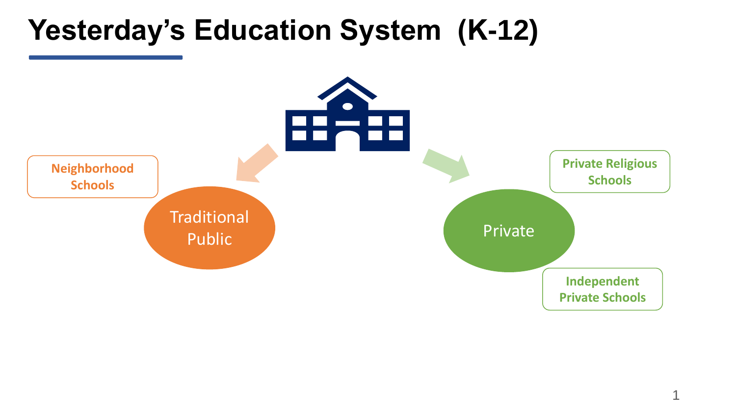# Yesterday's Education System (K-12)

- Traditional Public
  - Neighborhood Schools
- Private
  - Private Religious Schools
  - Independent Private Schools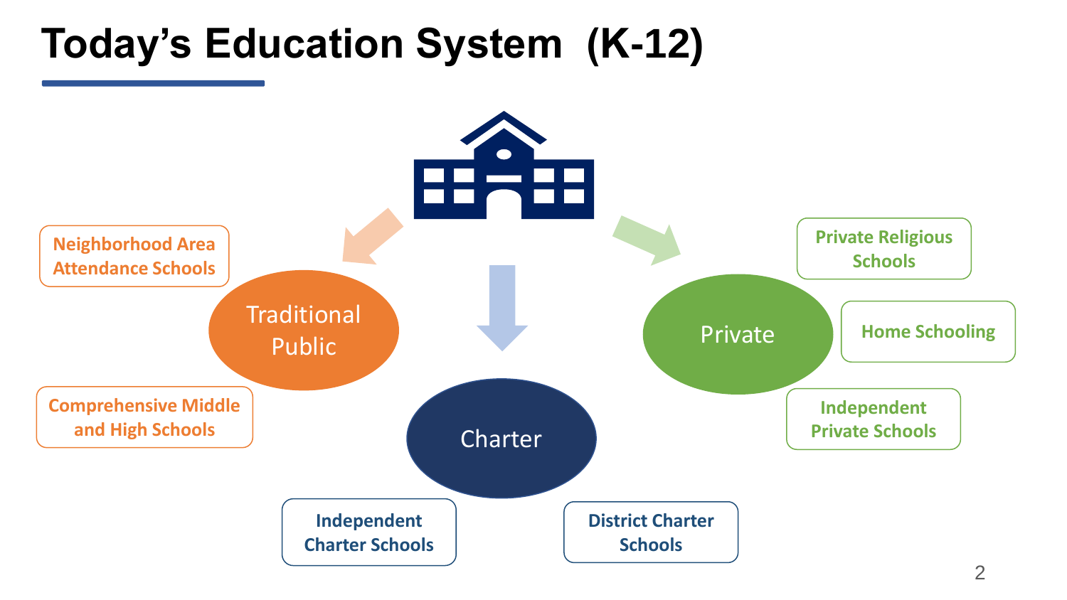# Today's Education System (K-12)

- **Traditional Public**
  - Neighborhood Area Attendance Schools
  - Comprehensive Middle and High Schools
- **Charter**
  - Independent Charter Schools
  - District Charter Schools
- **Private**
  - Private Religious Schools
  - Home Schooling
  - Independent Private Schools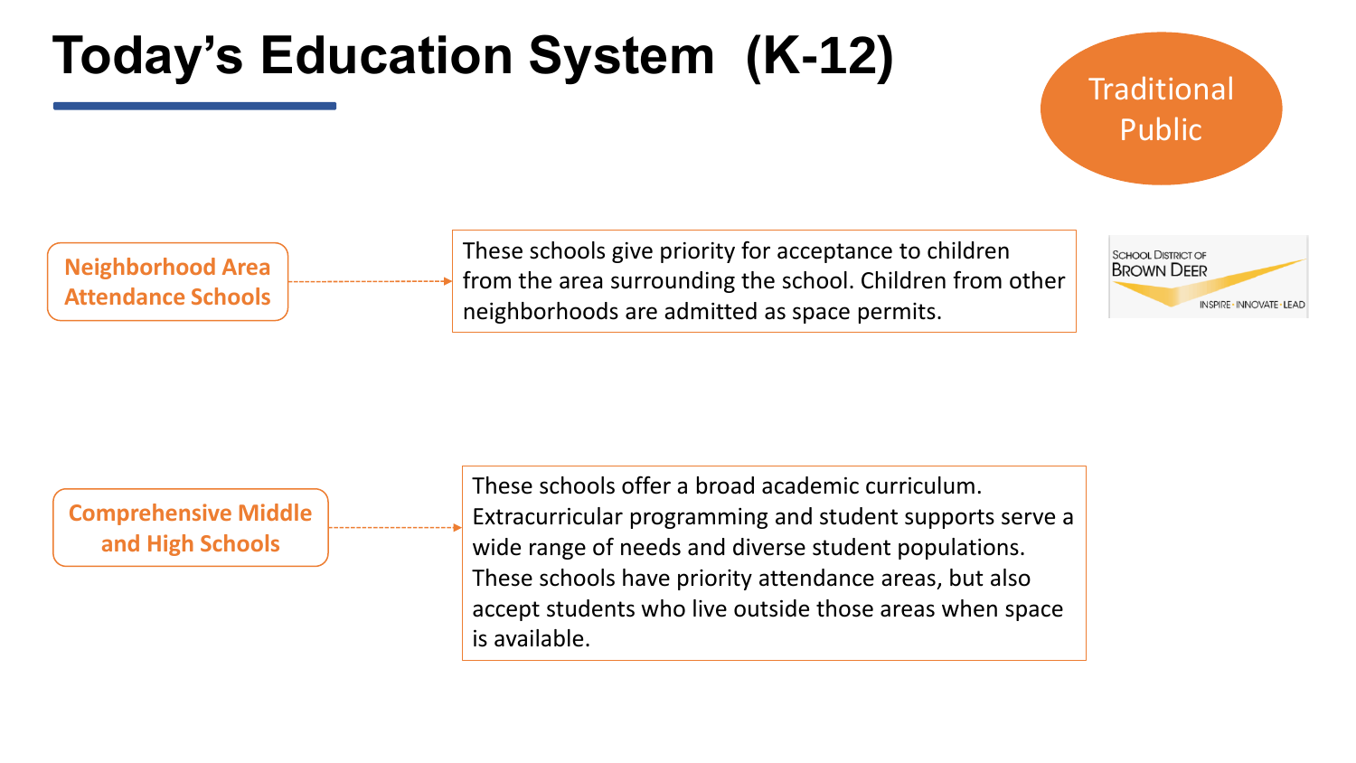# Today's Education System (K-12)

Traditional Public

**Neighborhood Area Attendance Schools**

These schools give priority for acceptance to children from the area surrounding the school. Children from other neighborhoods are admitted as space permits.

School District of Brown Deer
INSPIRE · INNOVATE · LEAD

**Comprehensive Middle and High Schools**

These schools offer a broad academic curriculum. Extracurricular programming and student supports serve a wide range of needs and diverse student populations. These schools have priority attendance areas, but also accept students who live outside those areas when space is available.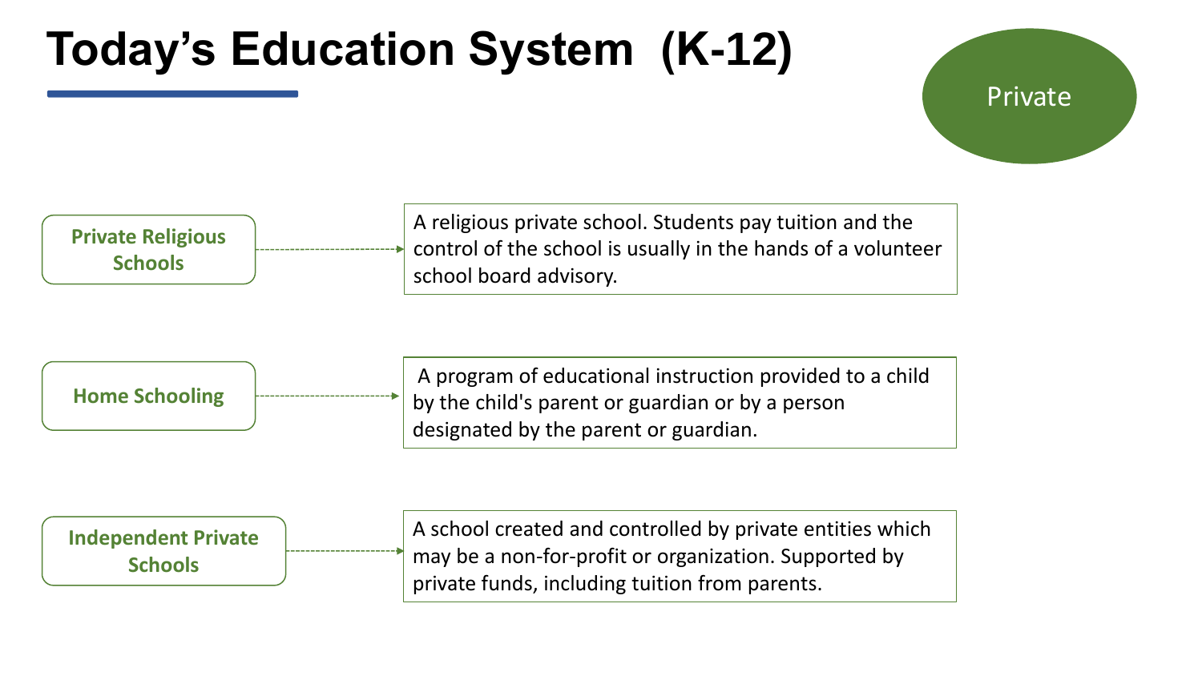# Today's Education System (K-12)

**Private**

**Private Religious Schools** — A religious private school. Students pay tuition and the control of the school is usually in the hands of a volunteer school board advisory.

**Home Schooling** — A program of educational instruction provided to a child by the child's parent or guardian or by a person designated by the parent or guardian.

**Independent Private Schools** — A school created and controlled by private entities which may be a non-for-profit or organization. Supported by private funds, including tuition from parents.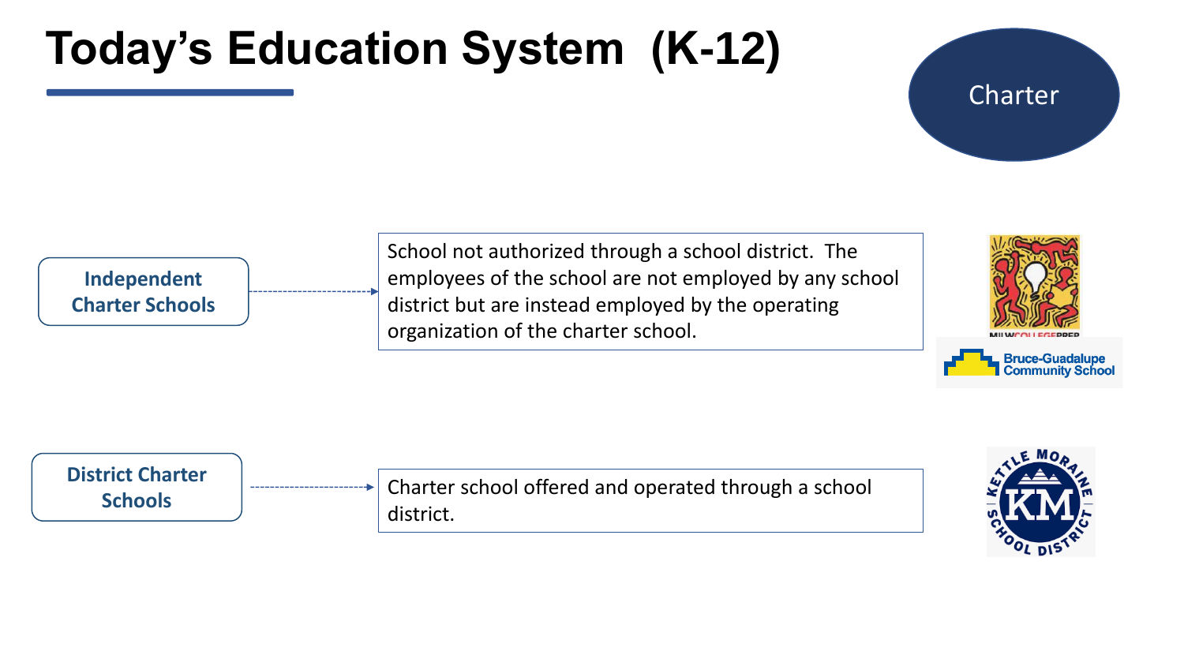# Today's Education System (K-12)

Charter

**Independent Charter Schools**

School not authorized through a school district. The employees of the school are not employed by any school district but are instead employed by the operating organization of the charter school.

**District Charter Schools**

Charter school offered and operated through a school district.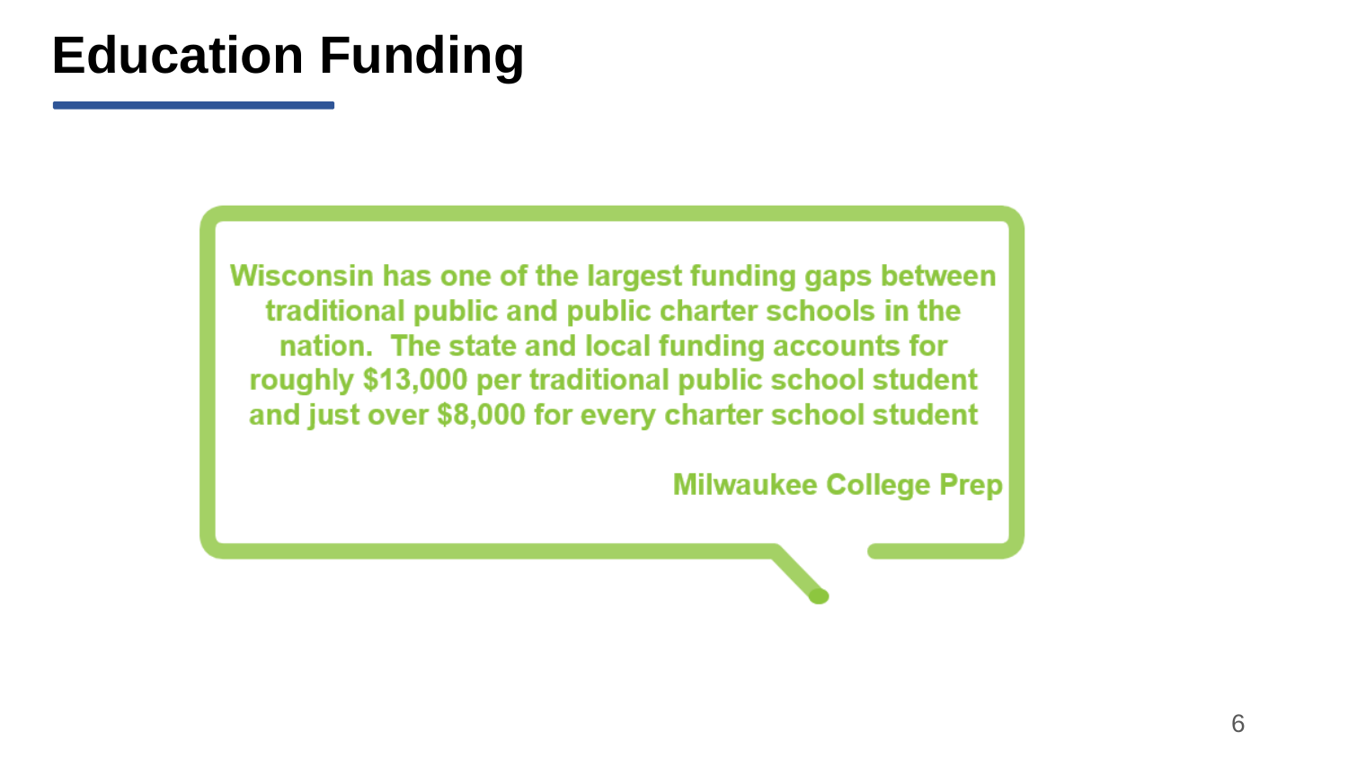# Education Funding

> Wisconsin has one of the largest funding gaps between traditional public and public charter schools in the nation. The state and local funding accounts for roughly $13,000 per traditional public school student and just over $8,000 for every charter school student
>
> Milwaukee College Prep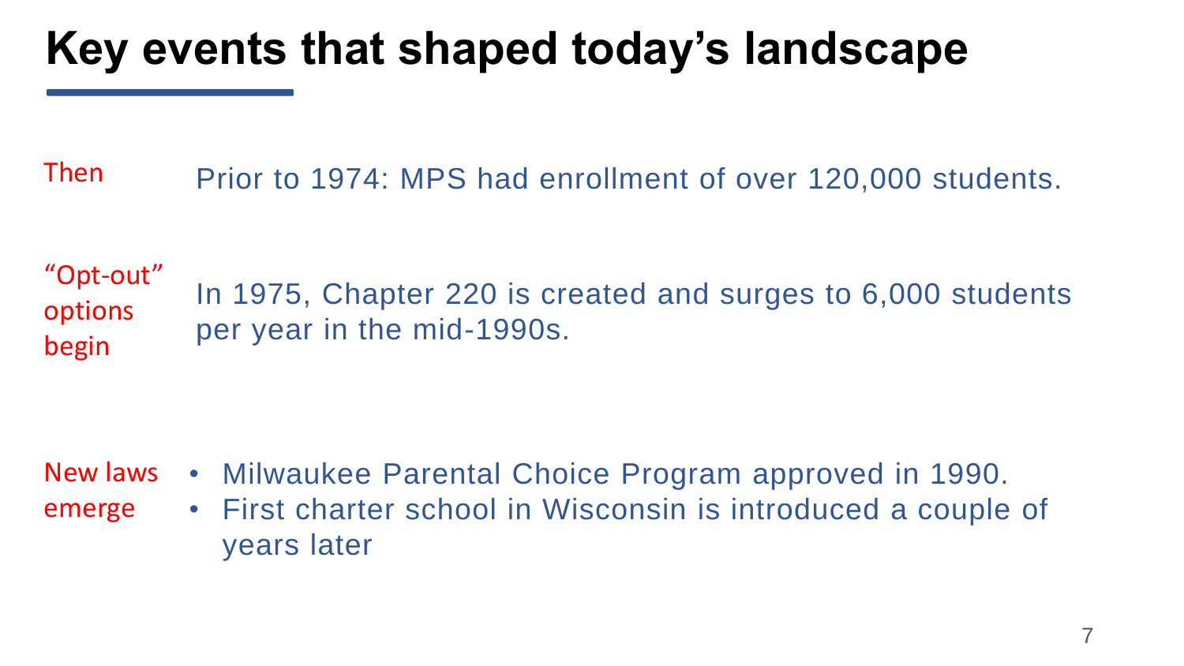# Key events that shaped today's landscape

Then — Prior to 1974: MPS had enrollment of over 120,000 students.

"Opt-out" options begin — In 1975, Chapter 220 is created and surges to 6,000 students per year in the mid-1990s.

New laws emerge

- Milwaukee Parental Choice Program approved in 1990.
- First charter school in Wisconsin is introduced a couple of years later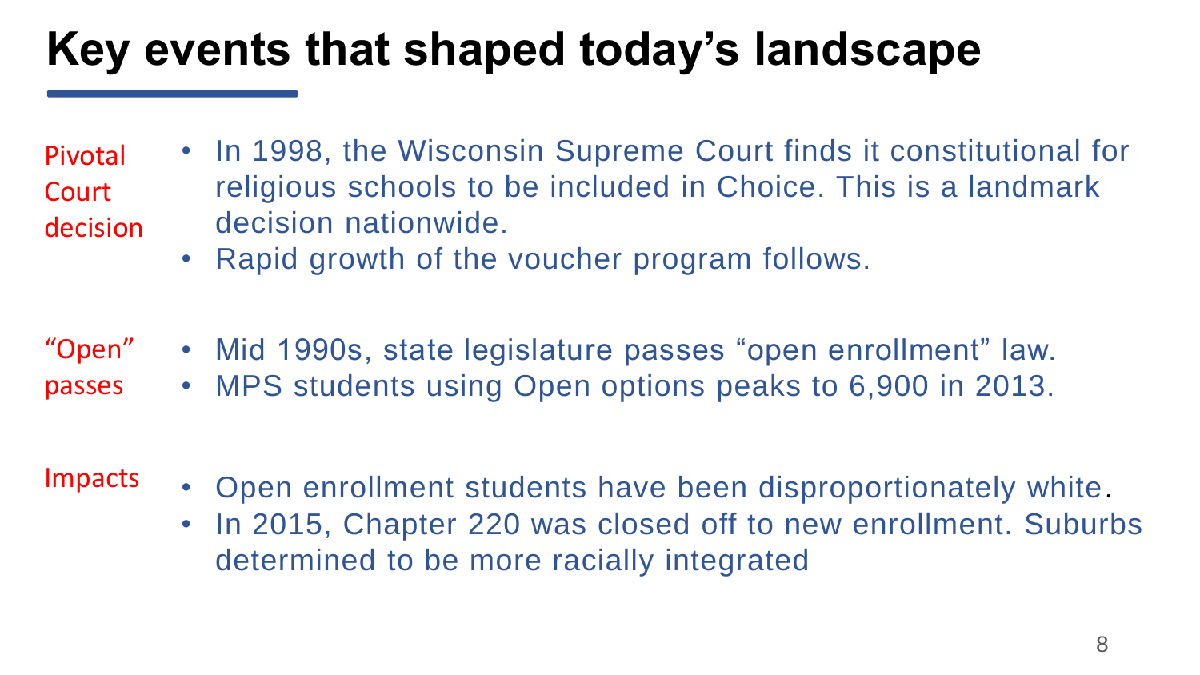# Key events that shaped today's landscape

**Pivotal Court decision**

- In 1998, the Wisconsin Supreme Court finds it constitutional for religious schools to be included in Choice. This is a landmark decision nationwide.
- Rapid growth of the voucher program follows.

**"Open" passes**

- Mid 1990s, state legislature passes "open enrollment" law.
- MPS students using Open options peaks to 6,900 in 2013.

**Impacts**

- Open enrollment students have been disproportionately white.
- In 2015, Chapter 220 was closed off to new enrollment. Suburbs determined to be more racially integrated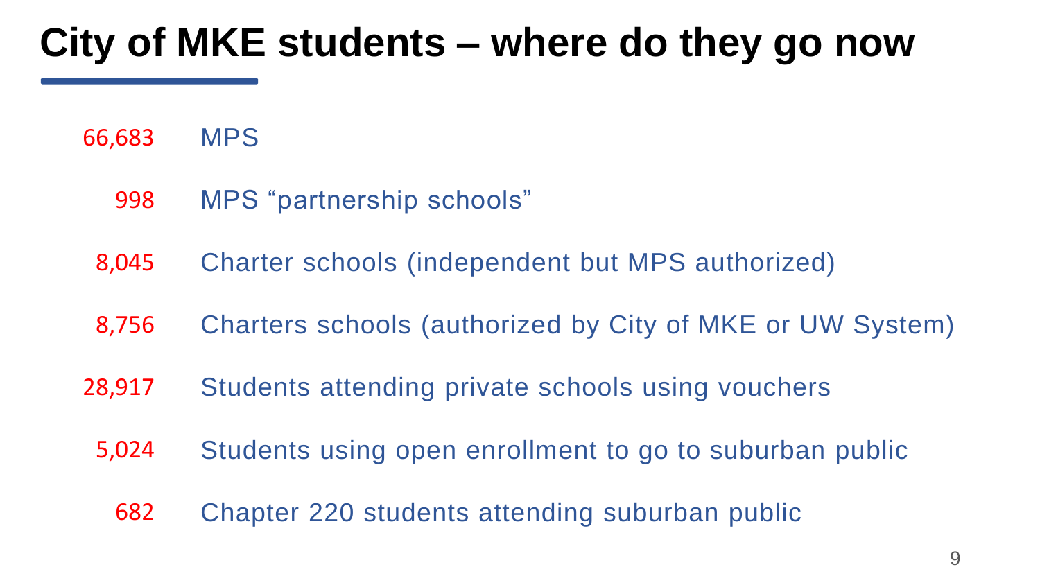# City of MKE students – where do they go now

| | |
|---|---|
| 66,683 | MPS |
| 998 | MPS "partnership schools" |
| 8,045 | Charter schools (independent but MPS authorized) |
| 8,756 | Charters schools (authorized by City of MKE or UW System) |
| 28,917 | Students attending private schools using vouchers |
| 5,024 | Students using open enrollment to go to suburban public |
| 682 | Chapter 220 students attending suburban public |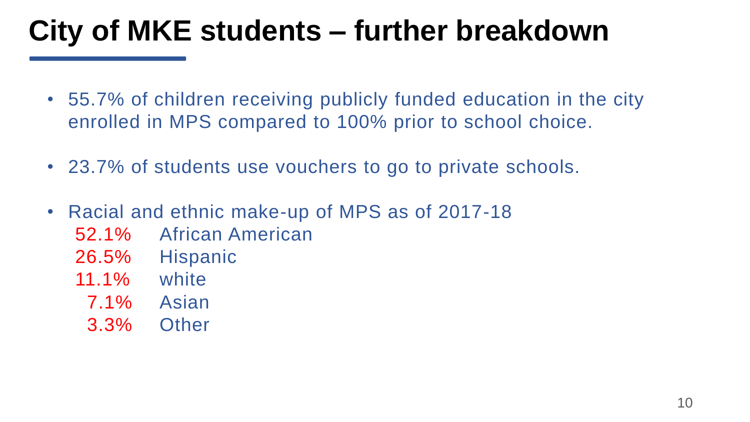# City of MKE students – further breakdown

- 55.7% of children receiving publicly funded education in the city enrolled in MPS compared to 100% prior to school choice.
- 23.7% of students use vouchers to go to private schools.
- Racial and ethnic make-up of MPS as of 2017-18
  - 52.1% African American
  - 26.5% Hispanic
  - 11.1% white
  - 7.1% Asian
  - 3.3% Other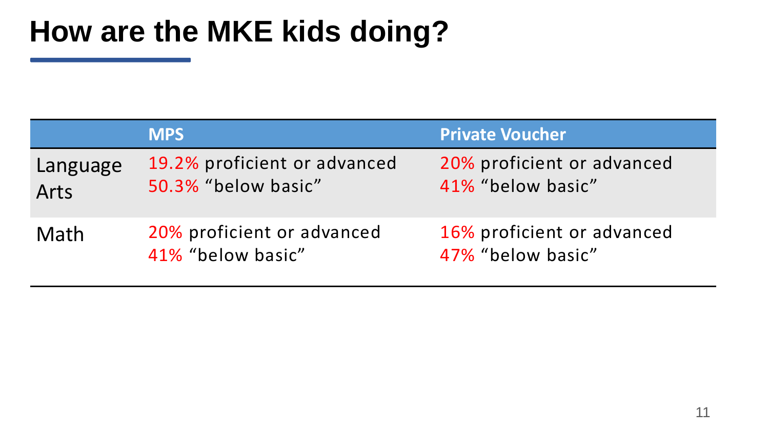# How are the MKE kids doing?

| | MPS | Private Voucher |
|---|---|---|
| Language Arts | 19.2% proficient or advanced<br>50.3% “below basic” | 20% proficient or advanced<br>41% “below basic” |
| Math | 20% proficient or advanced<br>41% “below basic” | 16% proficient or advanced<br>47% “below basic” |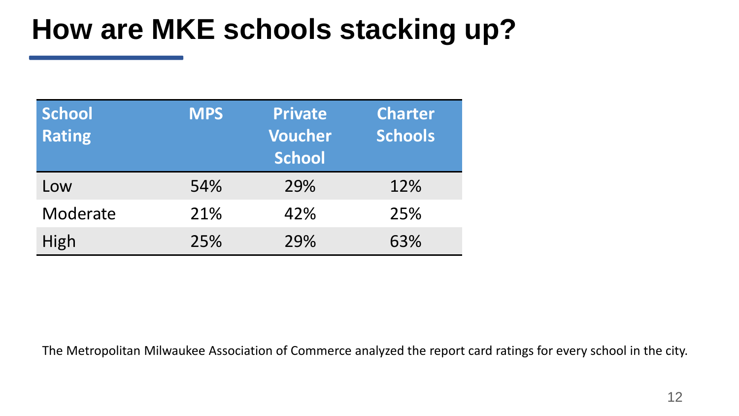# How are MKE schools stacking up?

| School Rating | MPS | Private Voucher School | Charter Schools |
|---|---|---|---|
| Low | 54% | 29% | 12% |
| Moderate | 21% | 42% | 25% |
| High | 25% | 29% | 63% |

The Metropolitan Milwaukee Association of Commerce analyzed the report card ratings for every school in the city.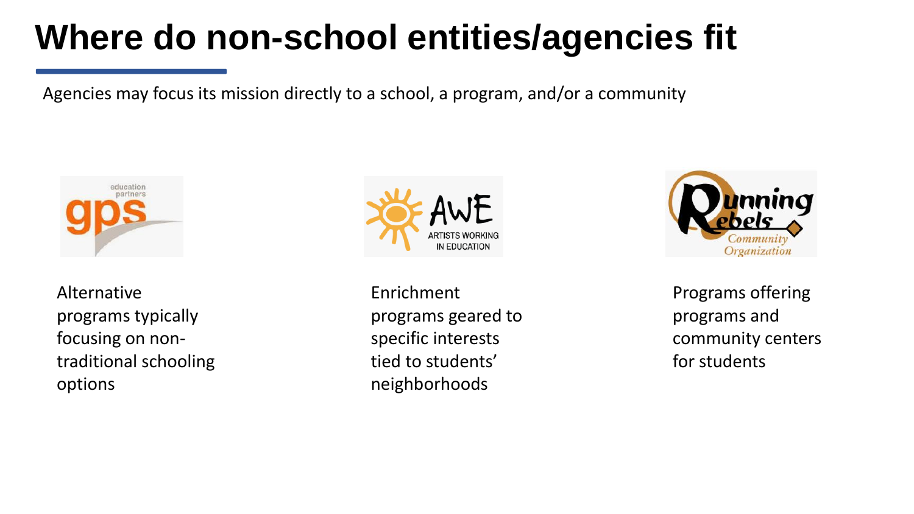# Where do non-school entities/agencies fit

Agencies may focus its mission directly to a school, a program, and/or a community

education partners gps

Alternative programs typically focusing on non-traditional schooling options

AWE ARTISTS WORKING IN EDUCATION

Enrichment programs geared to specific interests tied to students' neighborhoods

Running Rebels Community Organization

Programs offering programs and community centers for students